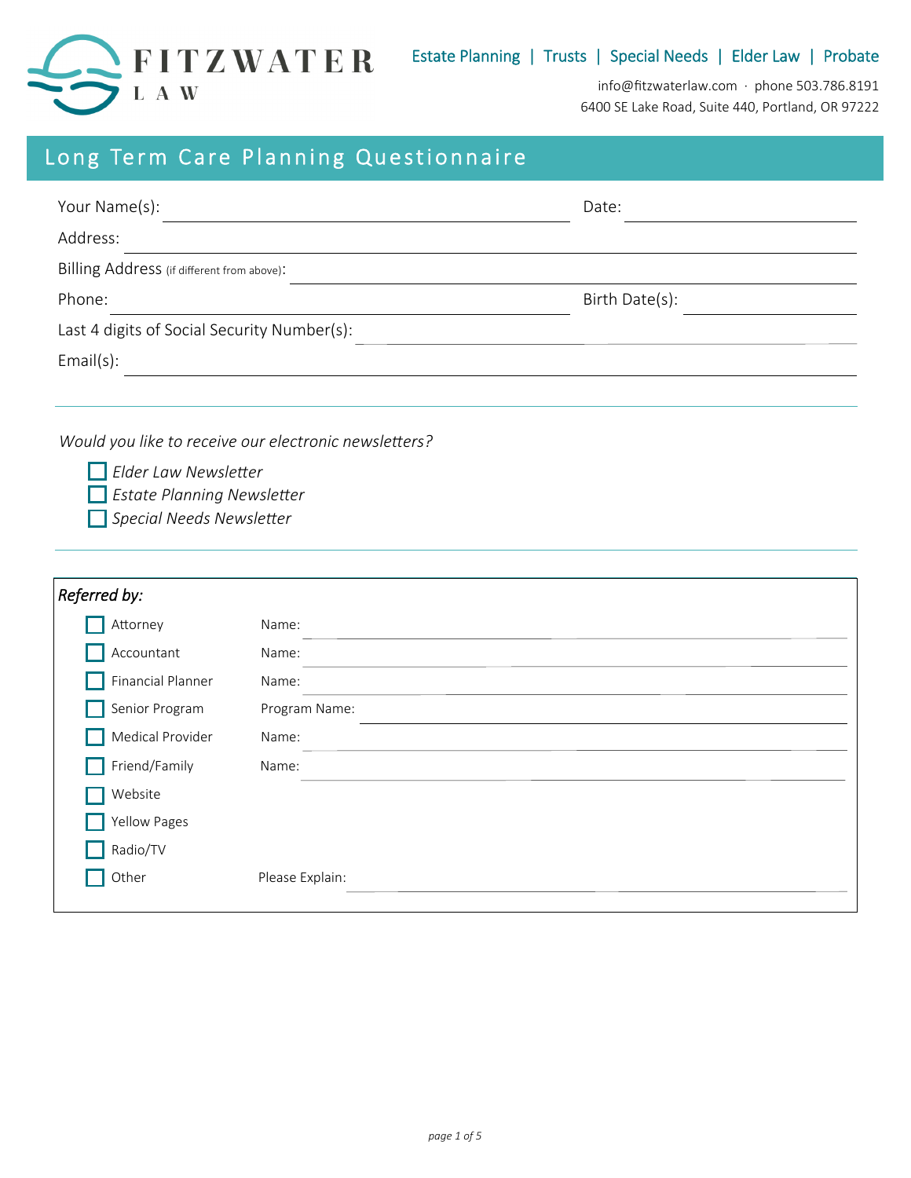**FITZWATER LAW**

Estate Planning | Trusts | Special Needs | Elder Law | Probate

info@fitzwaterlaw.com · phone 503.786.8191
6400 SE Lake Road, Suite 440, Portland, OR 97222

# Long Term Care Planning Questionnaire

Your Name(s): ______________________ Date: ____________

Address: ______________________

Billing Address (if different from above): ______________________

Phone: ______________________ Birth Date(s): ____________

Last 4 digits of Social Security Number(s): ______________________

Email(s): ______________________

---

*Would you like to receive our electronic newsletters?*

- ☐ *Elder Law Newsletter*
- ☐ *Estate Planning Newsletter*
- ☐ *Special Needs Newsletter*

---

***Referred by:***

- ☐ Attorney — Name: ______________________
- ☐ Accountant — Name: ______________________
- ☐ Financial Planner — Name: ______________________
- ☐ Senior Program — Program Name: ______________________
- ☐ Medical Provider — Name: ______________________
- ☐ Friend/Family — Name: ______________________
- ☐ Website
- ☐ Yellow Pages
- ☐ Radio/TV
- ☐ Other — Please Explain: ______________________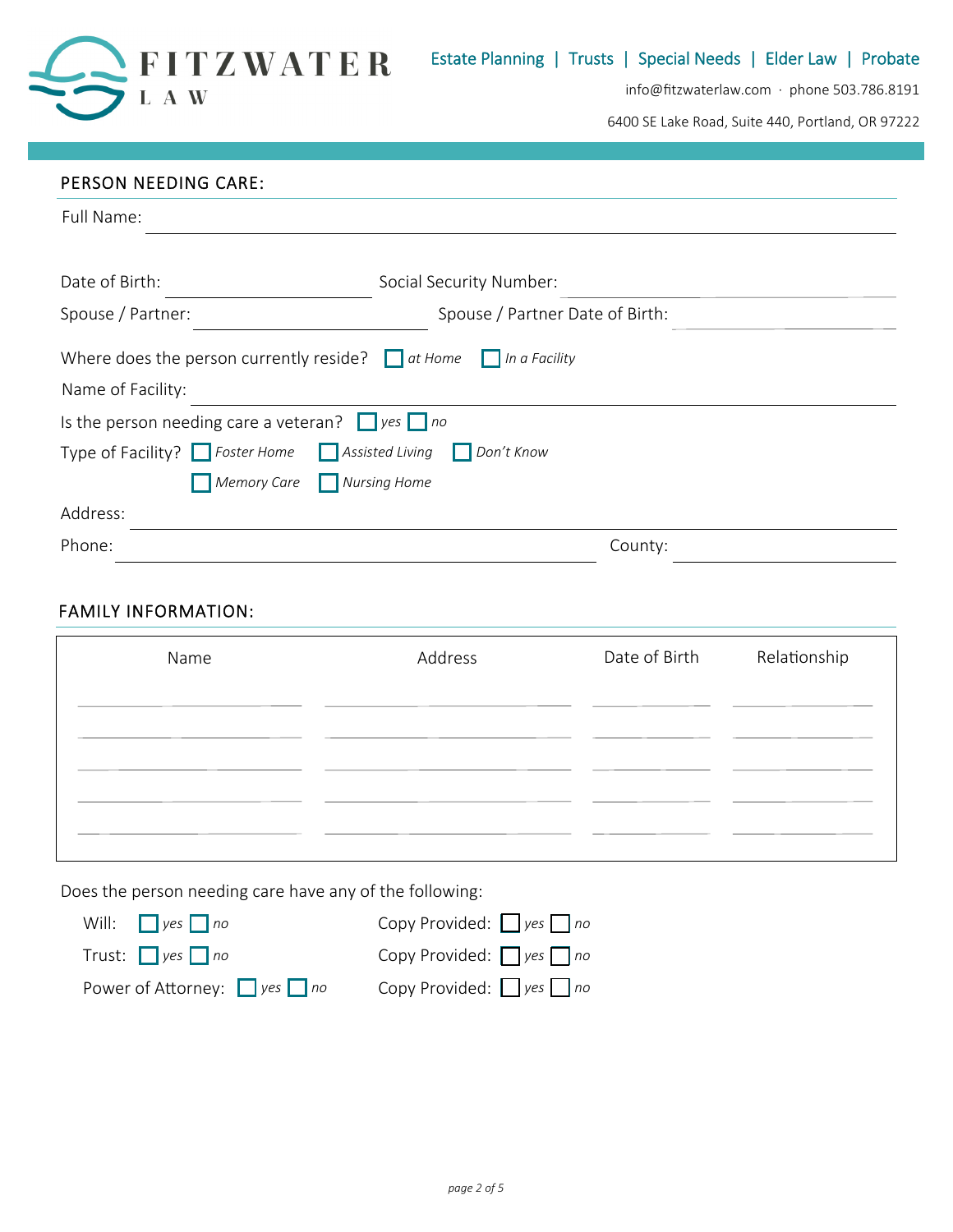# FITZWATER LAW

Estate Planning | Trusts | Special Needs | Elder Law | Probate

info@fitzwaterlaw.com · phone 503.786.8191

6400 SE Lake Road, Suite 440, Portland, OR 97222

## PERSON NEEDING CARE:

Full Name: ______________________________

Date of Birth: ______________ Social Security Number: ______________

Spouse / Partner: ______________ Spouse / Partner Date of Birth: ______________

Where does the person currently reside? ☐ *at Home* ☐ *In a Facility*

Name of Facility: ______________________________

Is the person needing care a veteran? ☐ *yes* ☐ *no*

Type of Facility? ☐ *Foster Home* ☐ *Assisted Living* ☐ *Don't Know*
☐ *Memory Care* ☐ *Nursing Home*

Address: ______________________________

Phone: ______________ County: ______________

## FAMILY INFORMATION:

| Name | Address | Date of Birth | Relationship |
|---|---|---|---|
| | | | |
| | | | |
| | | | |
| | | | |
| | | | |

Does the person needing care have any of the following:

Will: ☐ *yes* ☐ *no* Copy Provided: ☐ *yes* ☐ *no*

Trust: ☐ *yes* ☐ *no* Copy Provided: ☐ *yes* ☐ *no*

Power of Attorney: ☐ *yes* ☐ *no* Copy Provided: ☐ *yes* ☐ *no*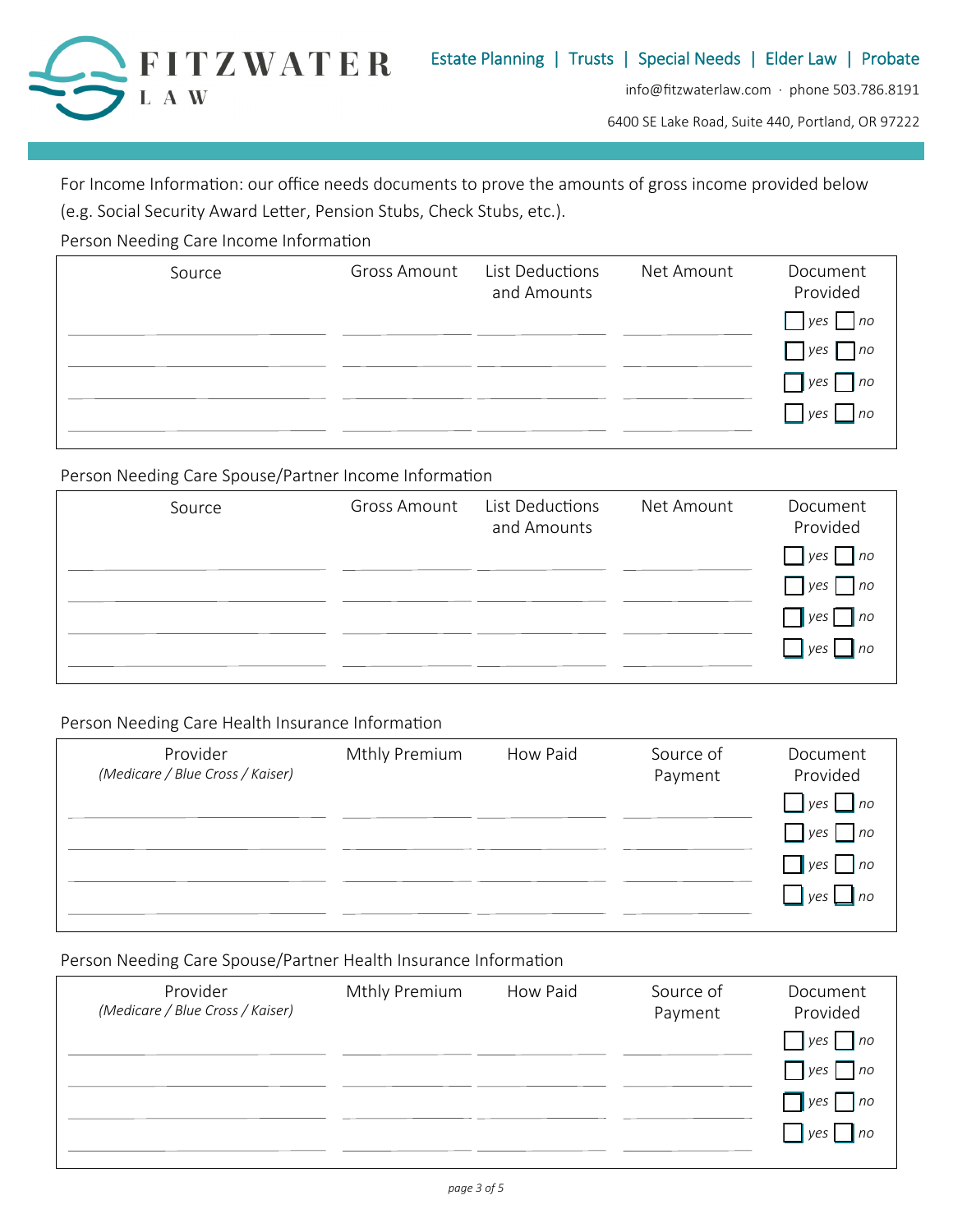For Income Information: our office needs documents to prove the amounts of gross income provided below (e.g. Social Security Award Letter, Pension Stubs, Check Stubs, etc.).

Person Needing Care Income Information

| Source | Gross Amount | List Deductions and Amounts | Net Amount | Document Provided |
|---|---|---|---|---|
| | | | | ☐ *yes* ☐ *no* |
| | | | | ☐ *yes* ☐ *no* |
| | | | | ☐ *yes* ☐ *no* |
| | | | | ☐ *yes* ☐ *no* |

Person Needing Care Spouse/Partner Income Information

| Source | Gross Amount | List Deductions and Amounts | Net Amount | Document Provided |
|---|---|---|---|---|
| | | | | ☐ *yes* ☐ *no* |
| | | | | ☐ *yes* ☐ *no* |
| | | | | ☐ *yes* ☐ *no* |
| | | | | ☐ *yes* ☐ *no* |

Person Needing Care Health Insurance Information

| Provider *(Medicare / Blue Cross / Kaiser)* | Mthly Premium | How Paid | Source of Payment | Document Provided |
|---|---|---|---|---|
| | | | | ☐ *yes* ☐ *no* |
| | | | | ☐ *yes* ☐ *no* |
| | | | | ☐ *yes* ☐ *no* |
| | | | | ☐ *yes* ☐ *no* |

Person Needing Care Spouse/Partner Health Insurance Information

| Provider *(Medicare / Blue Cross / Kaiser)* | Mthly Premium | How Paid | Source of Payment | Document Provided |
|---|---|---|---|---|
| | | | | ☐ *yes* ☐ *no* |
| | | | | ☐ *yes* ☐ *no* |
| | | | | ☐ *yes* ☐ *no* |
| | | | | ☐ *yes* ☐ *no* |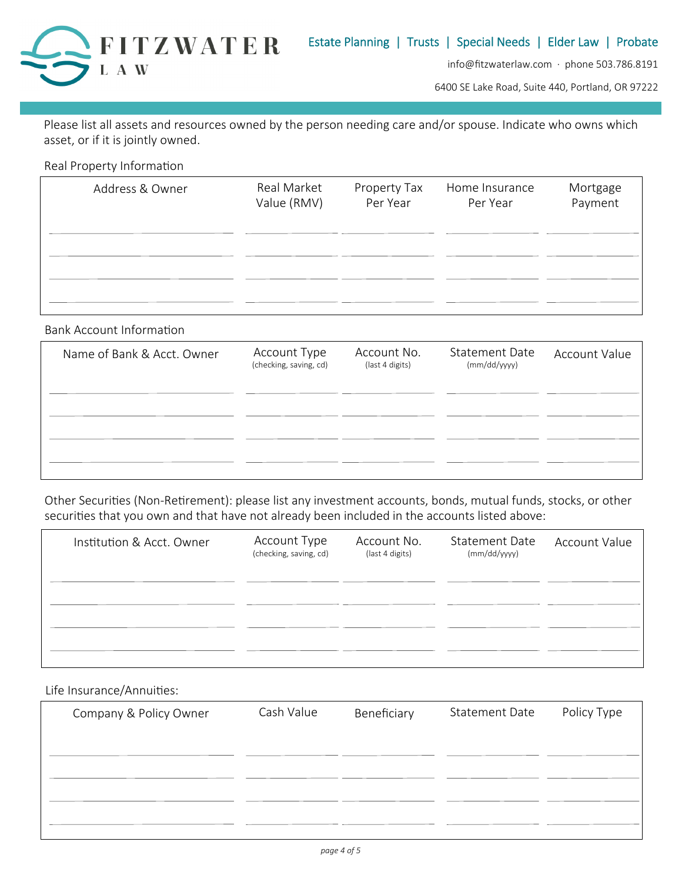FITZWATER LAW

Estate Planning | Trusts | Special Needs | Elder Law | Probate

info@fitzwaterlaw.com · phone 503.786.8191

6400 SE Lake Road, Suite 440, Portland, OR 97222

Please list all assets and resources owned by the person needing care and/or spouse. Indicate who owns which asset, or if it is jointly owned.

Real Property Information

| Address & Owner | Real Market Value (RMV) | Property Tax Per Year | Home Insurance Per Year | Mortgage Payment |
|---|---|---|---|---|
| | | | | |
| | | | | |
| | | | | |
| | | | | |

Bank Account Information

| Name of Bank & Acct. Owner | Account Type (checking, saving, cd) | Account No. (last 4 digits) | Statement Date (mm/dd/yyyy) | Account Value |
|---|---|---|---|---|
| | | | | |
| | | | | |
| | | | | |
| | | | | |

Other Securities (Non-Retirement): please list any investment accounts, bonds, mutual funds, stocks, or other securities that you own and that have not already been included in the accounts listed above:

| Institution & Acct. Owner | Account Type (checking, saving, cd) | Account No. (last 4 digits) | Statement Date (mm/dd/yyyy) | Account Value |
|---|---|---|---|---|
| | | | | |
| | | | | |
| | | | | |
| | | | | |

Life Insurance/Annuities:

| Company & Policy Owner | Cash Value | Beneficiary | Statement Date | Policy Type |
|---|---|---|---|---|
| | | | | |
| | | | | |
| | | | | |
| | | | | |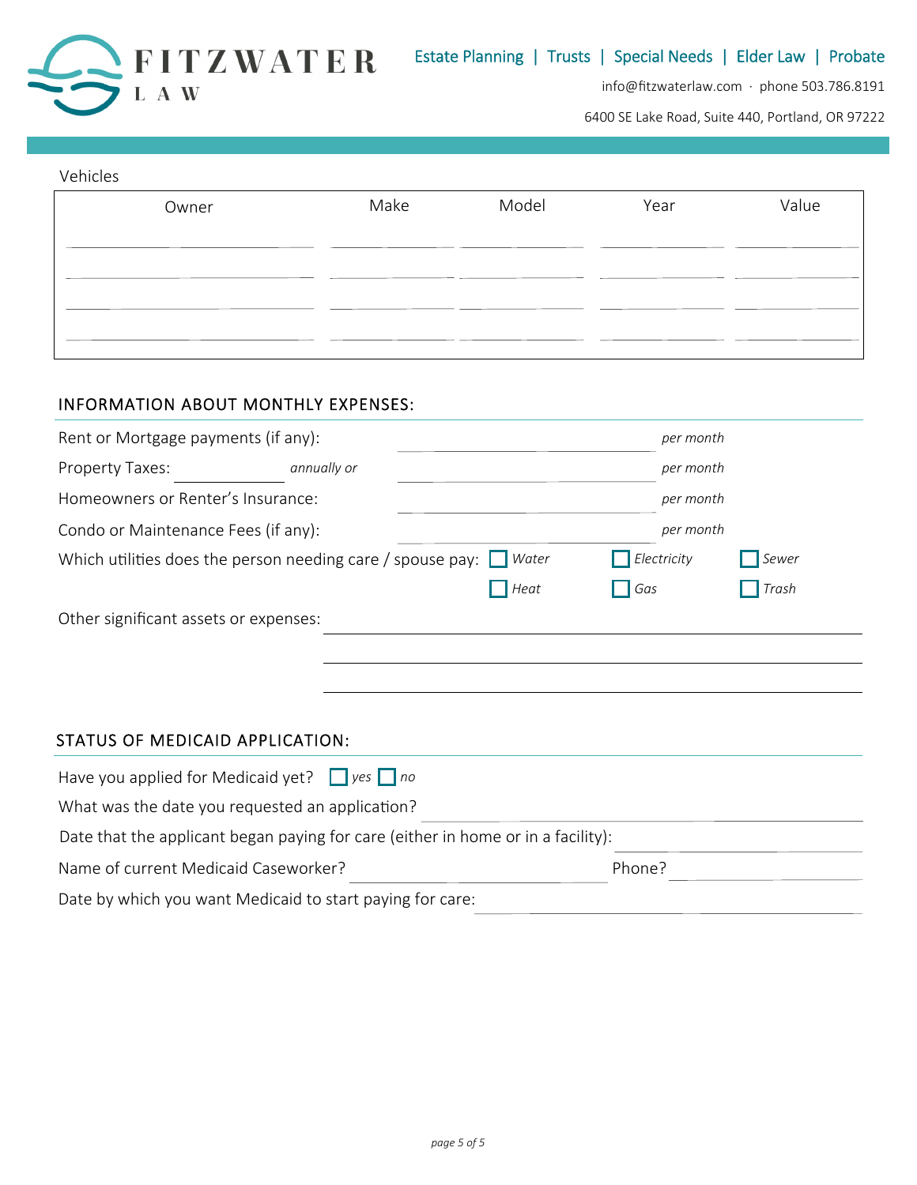Vehicles

| Owner | Make | Model | Year | Value |
|---|---|---|---|---|
| | | | | |
| | | | | |
| | | | | |
| | | | | |

## INFORMATION ABOUT MONTHLY EXPENSES:

Rent or Mortgage payments (if any): ______________ *per month*

Property Taxes: __________ *annually or* ______________ *per month*

Homeowners or Renter's Insurance: ______________ *per month*

Condo or Maintenance Fees (if any): ______________ *per month*

Which utilities does the person needing care / spouse pay: ☐ *Water* ☐ *Electricity* ☐ *Sewer* ☐ *Heat* ☐ *Gas* ☐ *Trash*

Other significant assets or expenses: ______________________________

______________________________

______________________________

## STATUS OF MEDICAID APPLICATION:

Have you applied for Medicaid yet? ☐ *yes* ☐ *no*

What was the date you requested an application? ______________

Date that the applicant began paying for care (either in home or in a facility): ______________

Name of current Medicaid Caseworker? ______________ Phone? ______________

Date by which you want Medicaid to start paying for care: ______________